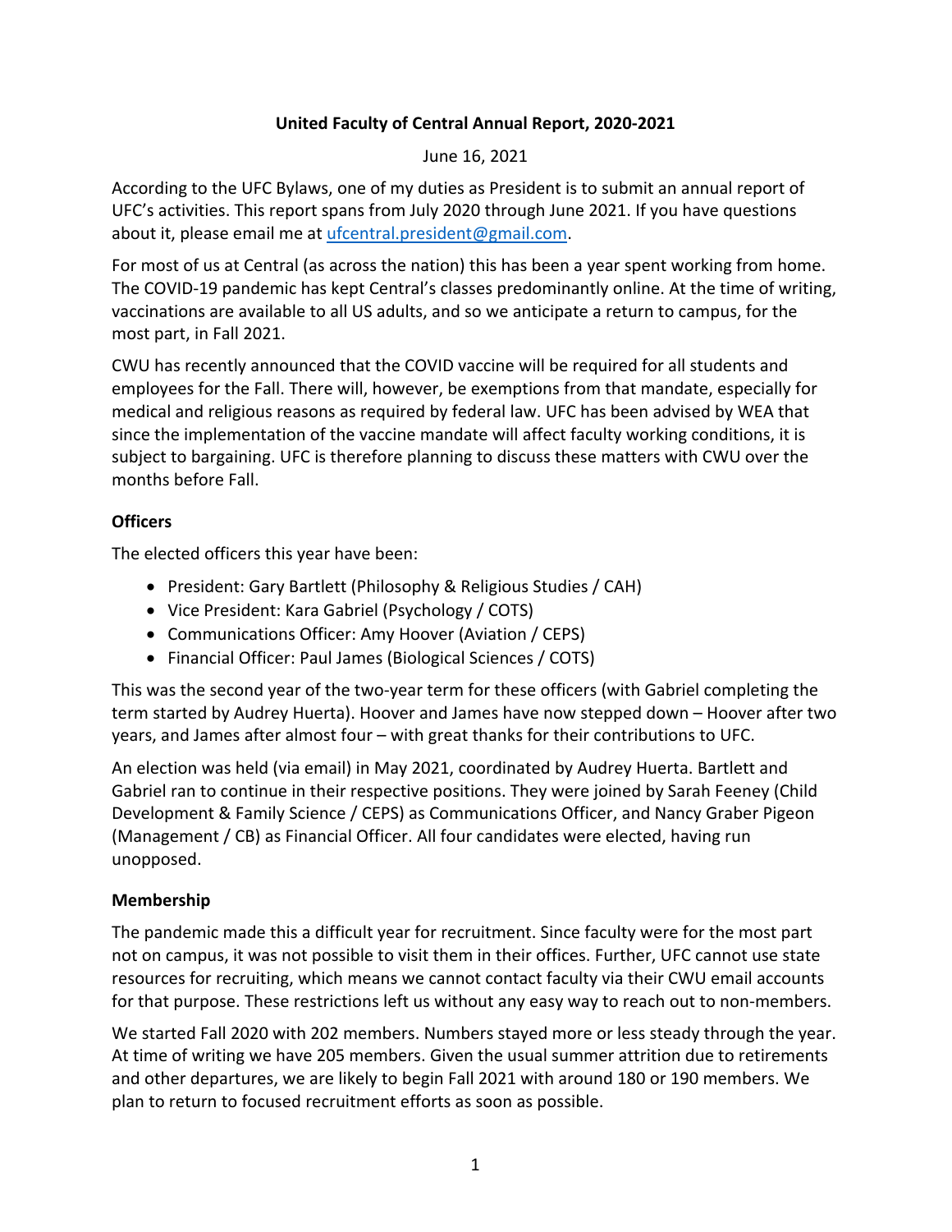# United Faculty of Central Annual Report, 2020-2021

June 16, 2021

According to the UFC Bylaws, one of my duties as President is to submit an annual report of UFC's activities. This report spans from July 2020 through June 2021. If you have questions about it, please email me at [ufcentral.president@gmail.com](mailto:ufcentral.president@gmail.com).

For most of us at Central (as across the nation) this has been a year spent working from home. The COVID-19 pandemic has kept Central's classes predominantly online. At the time of writing, vaccinations are available to all US adults, and so we anticipate a return to campus, for the most part, in Fall 2021.

CWU has recently announced that the COVID vaccine will be required for all students and employees for the Fall. There will, however, be exemptions from that mandate, especially for medical and religious reasons as required by federal law. UFC has been advised by WEA that since the implementation of the vaccine mandate will affect faculty working conditions, it is subject to bargaining. UFC is therefore planning to discuss these matters with CWU over the months before Fall.

## Officers

The elected officers this year have been:

- President: Gary Bartlett (Philosophy & Religious Studies / CAH)
- Vice President: Kara Gabriel (Psychology / COTS)
- Communications Officer: Amy Hoover (Aviation / CEPS)
- Financial Officer: Paul James (Biological Sciences / COTS)

This was the second year of the two-year term for these officers (with Gabriel completing the term started by Audrey Huerta). Hoover and James have now stepped down – Hoover after two years, and James after almost four – with great thanks for their contributions to UFC.

An election was held (via email) in May 2021, coordinated by Audrey Huerta. Bartlett and Gabriel ran to continue in their respective positions. They were joined by Sarah Feeney (Child Development & Family Science / CEPS) as Communications Officer, and Nancy Graber Pigeon (Management / CB) as Financial Officer. All four candidates were elected, having run unopposed.

## Membership

The pandemic made this a difficult year for recruitment. Since faculty were for the most part not on campus, it was not possible to visit them in their offices. Further, UFC cannot use state resources for recruiting, which means we cannot contact faculty via their CWU email accounts for that purpose. These restrictions left us without any easy way to reach out to non-members.

We started Fall 2020 with 202 members. Numbers stayed more or less steady through the year. At time of writing we have 205 members. Given the usual summer attrition due to retirements and other departures, we are likely to begin Fall 2021 with around 180 or 190 members. We plan to return to focused recruitment efforts as soon as possible.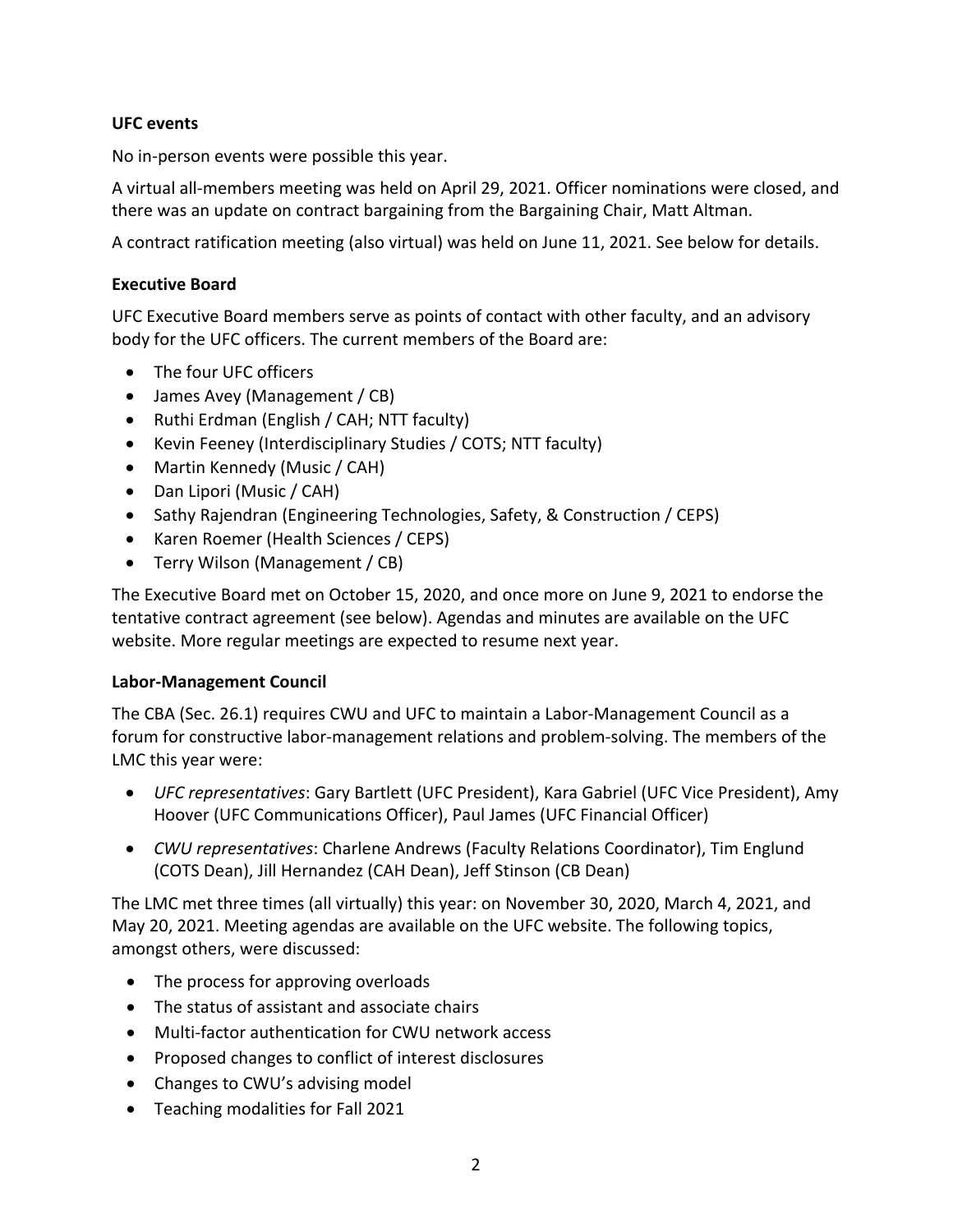**UFC events**

No in-person events were possible this year.

A virtual all-members meeting was held on April 29, 2021. Officer nominations were closed, and there was an update on contract bargaining from the Bargaining Chair, Matt Altman.

A contract ratification meeting (also virtual) was held on June 11, 2021. See below for details.

**Executive Board**

UFC Executive Board members serve as points of contact with other faculty, and an advisory body for the UFC officers. The current members of the Board are:

- The four UFC officers
- James Avey (Management / CB)
- Ruthi Erdman (English / CAH; NTT faculty)
- Kevin Feeney (Interdisciplinary Studies / COTS; NTT faculty)
- Martin Kennedy (Music / CAH)
- Dan Lipori (Music / CAH)
- Sathy Rajendran (Engineering Technologies, Safety, & Construction / CEPS)
- Karen Roemer (Health Sciences / CEPS)
- Terry Wilson (Management / CB)

The Executive Board met on October 15, 2020, and once more on June 9, 2021 to endorse the tentative contract agreement (see below). Agendas and minutes are available on the UFC website. More regular meetings are expected to resume next year.

**Labor-Management Council**

The CBA (Sec. 26.1) requires CWU and UFC to maintain a Labor-Management Council as a forum for constructive labor-management relations and problem-solving. The members of the LMC this year were:

- *UFC representatives*: Gary Bartlett (UFC President), Kara Gabriel (UFC Vice President), Amy Hoover (UFC Communications Officer), Paul James (UFC Financial Officer)
- *CWU representatives*: Charlene Andrews (Faculty Relations Coordinator), Tim Englund (COTS Dean), Jill Hernandez (CAH Dean), Jeff Stinson (CB Dean)

The LMC met three times (all virtually) this year: on November 30, 2020, March 4, 2021, and May 20, 2021. Meeting agendas are available on the UFC website. The following topics, amongst others, were discussed:

- The process for approving overloads
- The status of assistant and associate chairs
- Multi-factor authentication for CWU network access
- Proposed changes to conflict of interest disclosures
- Changes to CWU's advising model
- Teaching modalities for Fall 2021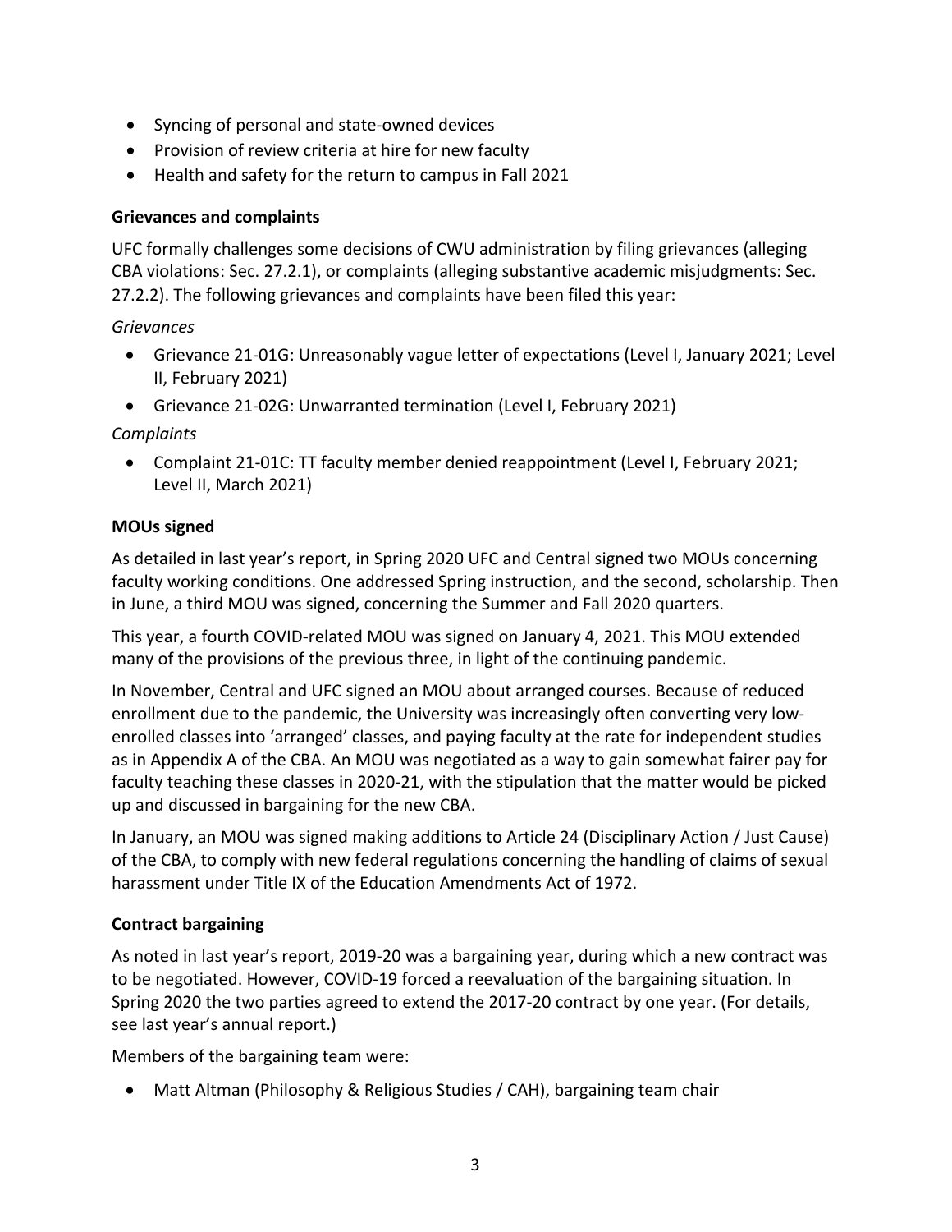- Syncing of personal and state-owned devices
- Provision of review criteria at hire for new faculty
- Health and safety for the return to campus in Fall 2021

**Grievances and complaints**

UFC formally challenges some decisions of CWU administration by filing grievances (alleging CBA violations: Sec. 27.2.1), or complaints (alleging substantive academic misjudgments: Sec. 27.2.2). The following grievances and complaints have been filed this year:

*Grievances*

- Grievance 21-01G: Unreasonably vague letter of expectations (Level I, January 2021; Level II, February 2021)
- Grievance 21-02G: Unwarranted termination (Level I, February 2021)

*Complaints*

- Complaint 21-01C: TT faculty member denied reappointment (Level I, February 2021; Level II, March 2021)

**MOUs signed**

As detailed in last year's report, in Spring 2020 UFC and Central signed two MOUs concerning faculty working conditions. One addressed Spring instruction, and the second, scholarship. Then in June, a third MOU was signed, concerning the Summer and Fall 2020 quarters.

This year, a fourth COVID-related MOU was signed on January 4, 2021. This MOU extended many of the provisions of the previous three, in light of the continuing pandemic.

In November, Central and UFC signed an MOU about arranged courses. Because of reduced enrollment due to the pandemic, the University was increasingly often converting very low-enrolled classes into 'arranged' classes, and paying faculty at the rate for independent studies as in Appendix A of the CBA. An MOU was negotiated as a way to gain somewhat fairer pay for faculty teaching these classes in 2020-21, with the stipulation that the matter would be picked up and discussed in bargaining for the new CBA.

In January, an MOU was signed making additions to Article 24 (Disciplinary Action / Just Cause) of the CBA, to comply with new federal regulations concerning the handling of claims of sexual harassment under Title IX of the Education Amendments Act of 1972.

**Contract bargaining**

As noted in last year's report, 2019-20 was a bargaining year, during which a new contract was to be negotiated. However, COVID-19 forced a reevaluation of the bargaining situation. In Spring 2020 the two parties agreed to extend the 2017-20 contract by one year. (For details, see last year's annual report.)

Members of the bargaining team were:

- Matt Altman (Philosophy & Religious Studies / CAH), bargaining team chair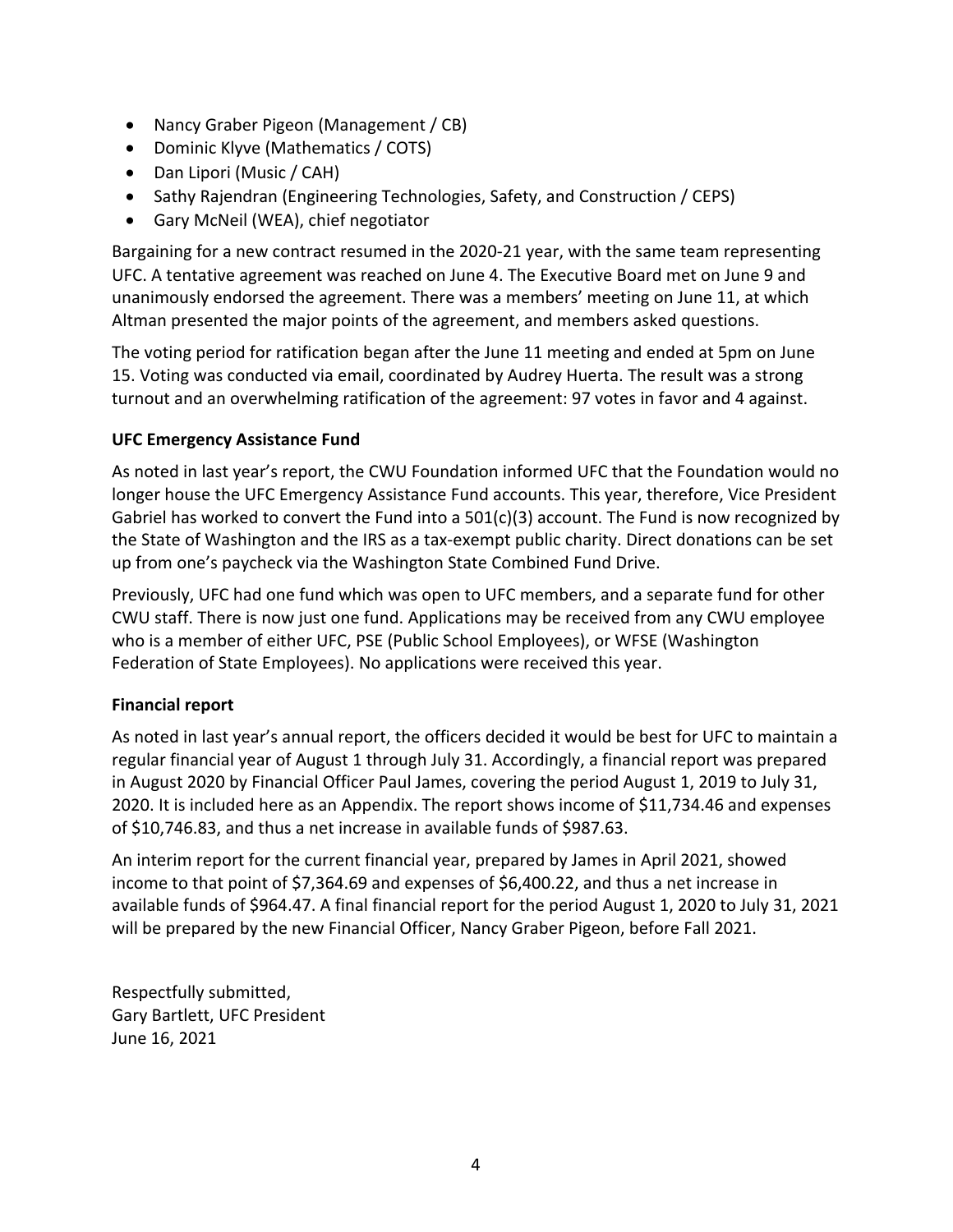- Nancy Graber Pigeon (Management / CB)
- Dominic Klyve (Mathematics / COTS)
- Dan Lipori (Music / CAH)
- Sathy Rajendran (Engineering Technologies, Safety, and Construction / CEPS)
- Gary McNeil (WEA), chief negotiator

Bargaining for a new contract resumed in the 2020-21 year, with the same team representing UFC. A tentative agreement was reached on June 4. The Executive Board met on June 9 and unanimously endorsed the agreement. There was a members' meeting on June 11, at which Altman presented the major points of the agreement, and members asked questions.

The voting period for ratification began after the June 11 meeting and ended at 5pm on June 15. Voting was conducted via email, coordinated by Audrey Huerta. The result was a strong turnout and an overwhelming ratification of the agreement: 97 votes in favor and 4 against.

**UFC Emergency Assistance Fund**

As noted in last year's report, the CWU Foundation informed UFC that the Foundation would no longer house the UFC Emergency Assistance Fund accounts. This year, therefore, Vice President Gabriel has worked to convert the Fund into a 501(c)(3) account. The Fund is now recognized by the State of Washington and the IRS as a tax-exempt public charity. Direct donations can be set up from one's paycheck via the Washington State Combined Fund Drive.

Previously, UFC had one fund which was open to UFC members, and a separate fund for other CWU staff. There is now just one fund. Applications may be received from any CWU employee who is a member of either UFC, PSE (Public School Employees), or WFSE (Washington Federation of State Employees). No applications were received this year.

**Financial report**

As noted in last year's annual report, the officers decided it would be best for UFC to maintain a regular financial year of August 1 through July 31. Accordingly, a financial report was prepared in August 2020 by Financial Officer Paul James, covering the period August 1, 2019 to July 31, 2020. It is included here as an Appendix. The report shows income of $11,734.46 and expenses of $10,746.83, and thus a net increase in available funds of $987.63.

An interim report for the current financial year, prepared by James in April 2021, showed income to that point of $7,364.69 and expenses of $6,400.22, and thus a net increase in available funds of $964.47. A final financial report for the period August 1, 2020 to July 31, 2021 will be prepared by the new Financial Officer, Nancy Graber Pigeon, before Fall 2021.

Respectfully submitted,
Gary Bartlett, UFC President
June 16, 2021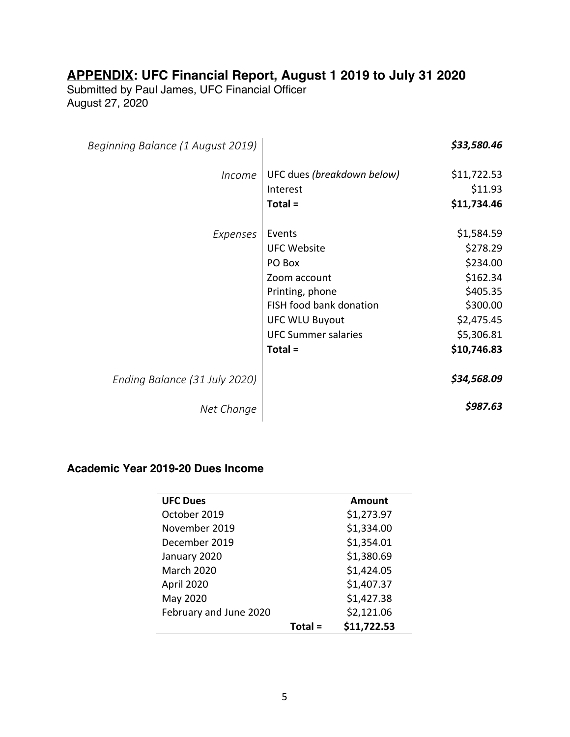## **APPENDIX: UFC Financial Report, August 1 2019 to July 31 2020**

Submitted by Paul James, UFC Financial Officer
August 27, 2020

| | | |
|---|---|---|
| *Beginning Balance (1 August 2019)* | | ***$33,580.46*** |
| *Income* | UFC dues *(breakdown below)* | $11,722.53 |
| | Interest | $11.93 |
| | **Total =** | **$11,734.46** |
| *Expenses* | Events | $1,584.59 |
| | UFC Website | $278.29 |
| | PO Box | $234.00 |
| | Zoom account | $162.34 |
| | Printing, phone | $405.35 |
| | FISH food bank donation | $300.00 |
| | UFC WLU Buyout | $2,475.45 |
| | UFC Summer salaries | $5,306.81 |
| | **Total =** | **$10,746.83** |
| *Ending Balance (31 July 2020)* | | ***$34,568.09*** |
| *Net Change* | | ***$987.63*** |

### **Academic Year 2019-20 Dues Income**

| **UFC Dues** | | **Amount** |
|---|---|---|
| October 2019 | | $1,273.97 |
| November 2019 | | $1,334.00 |
| December 2019 | | $1,354.01 |
| January 2020 | | $1,380.69 |
| March 2020 | | $1,424.05 |
| April 2020 | | $1,407.37 |
| May 2020 | | $1,427.38 |
| February and June 2020 | | $2,121.06 |
| | **Total =** | **$11,722.53** |